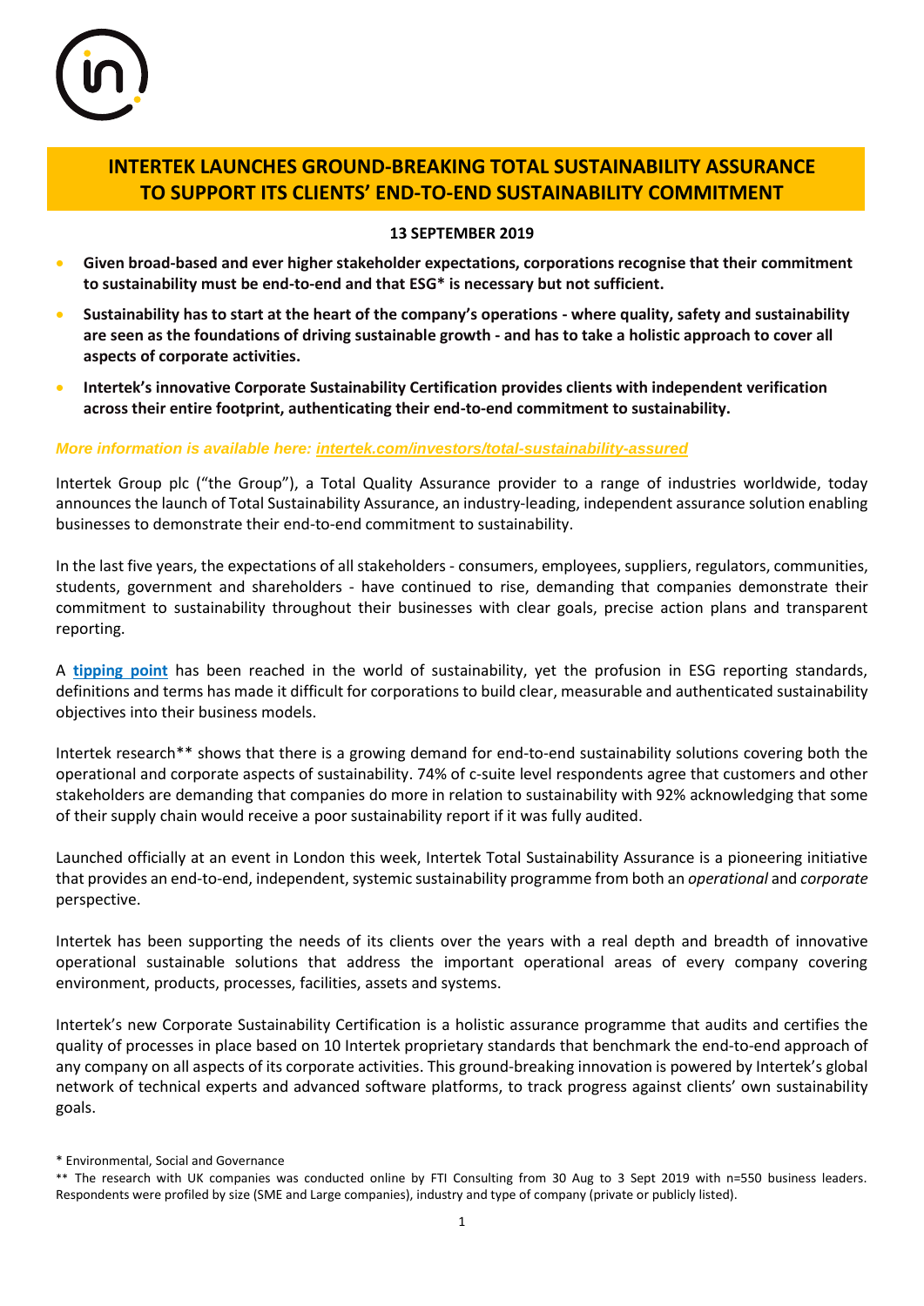# INTERTEK LAUNCHES GROUND-BREAKING TOTAL SUSTAINABILITY ASSURANCE TO SUPPORT ITS CLIENTS' END-TO-END SUSTAINABILITY COMMITMENT

**13 SEPTEMBER 2019**

- **Given broad-based and ever higher stakeholder expectations, corporations recognise that their commitment to sustainability must be end-to-end and that ESG* is necessary but not sufficient.**
- **Sustainability has to start at the heart of the company's operations - where quality, safety and sustainability are seen as the foundations of driving sustainable growth - and has to take a holistic approach to cover all aspects of corporate activities.**
- **Intertek's innovative Corporate Sustainability Certification provides clients with independent verification across their entire footprint, authenticating their end-to-end commitment to sustainability.**

***More information is available here: [intertek.com/investors/total-sustainability-assured](intertek.com/investors/total-sustainability-assured)***

Intertek Group plc ("the Group"), a Total Quality Assurance provider to a range of industries worldwide, today announces the launch of Total Sustainability Assurance, an industry-leading, independent assurance solution enabling businesses to demonstrate their end-to-end commitment to sustainability.

In the last five years, the expectations of all stakeholders - consumers, employees, suppliers, regulators, communities, students, government and shareholders - have continued to rise, demanding that companies demonstrate their commitment to sustainability throughout their businesses with clear goals, precise action plans and transparent reporting.

A **tipping point** has been reached in the world of sustainability, yet the profusion in ESG reporting standards, definitions and terms has made it difficult for corporations to build clear, measurable and authenticated sustainability objectives into their business models.

Intertek research** shows that there is a growing demand for end-to-end sustainability solutions covering both the operational and corporate aspects of sustainability. 74% of c-suite level respondents agree that customers and other stakeholders are demanding that companies do more in relation to sustainability with 92% acknowledging that some of their supply chain would receive a poor sustainability report if it was fully audited.

Launched officially at an event in London this week, Intertek Total Sustainability Assurance is a pioneering initiative that provides an end-to-end, independent, systemic sustainability programme from both an *operational* and *corporate* perspective.

Intertek has been supporting the needs of its clients over the years with a real depth and breadth of innovative operational sustainable solutions that address the important operational areas of every company covering environment, products, processes, facilities, assets and systems.

Intertek's new Corporate Sustainability Certification is a holistic assurance programme that audits and certifies the quality of processes in place based on 10 Intertek proprietary standards that benchmark the end-to-end approach of any company on all aspects of its corporate activities. This ground-breaking innovation is powered by Intertek's global network of technical experts and advanced software platforms, to track progress against clients' own sustainability goals.

\* Environmental, Social and Governance

\*\* The research with UK companies was conducted online by FTI Consulting from 30 Aug to 3 Sept 2019 with n=550 business leaders. Respondents were profiled by size (SME and Large companies), industry and type of company (private or publicly listed).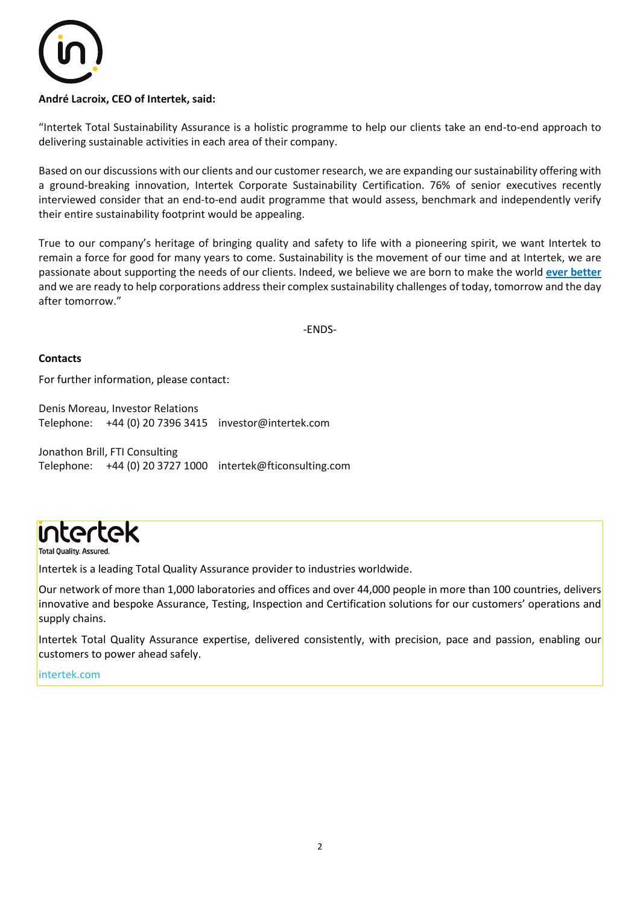**André Lacroix, CEO of Intertek, said:**

"Intertek Total Sustainability Assurance is a holistic programme to help our clients take an end-to-end approach to delivering sustainable activities in each area of their company.

Based on our discussions with our clients and our customer research, we are expanding our sustainability offering with a ground-breaking innovation, Intertek Corporate Sustainability Certification. 76% of senior executives recently interviewed consider that an end-to-end audit programme that would assess, benchmark and independently verify their entire sustainability footprint would be appealing.

True to our company's heritage of bringing quality and safety to life with a pioneering spirit, we want Intertek to remain a force for good for many years to come. Sustainability is the movement of our time and at Intertek, we are passionate about supporting the needs of our clients. Indeed, we believe we are born to make the world **ever better** and we are ready to help corporations address their complex sustainability challenges of today, tomorrow and the day after tomorrow."

-ENDS-

**Contacts**

For further information, please contact:

Denis Moreau, Investor Relations
Telephone: +44 (0) 20 7396 3415 investor@intertek.com

Jonathon Brill, FTI Consulting
Telephone: +44 (0) 20 3727 1000 intertek@fticonsulting.com

intertek
Total Quality. Assured.

Intertek is a leading Total Quality Assurance provider to industries worldwide.

Our network of more than 1,000 laboratories and offices and over 44,000 people in more than 100 countries, delivers innovative and bespoke Assurance, Testing, Inspection and Certification solutions for our customers' operations and supply chains.

Intertek Total Quality Assurance expertise, delivered consistently, with precision, pace and passion, enabling our customers to power ahead safely.

intertek.com